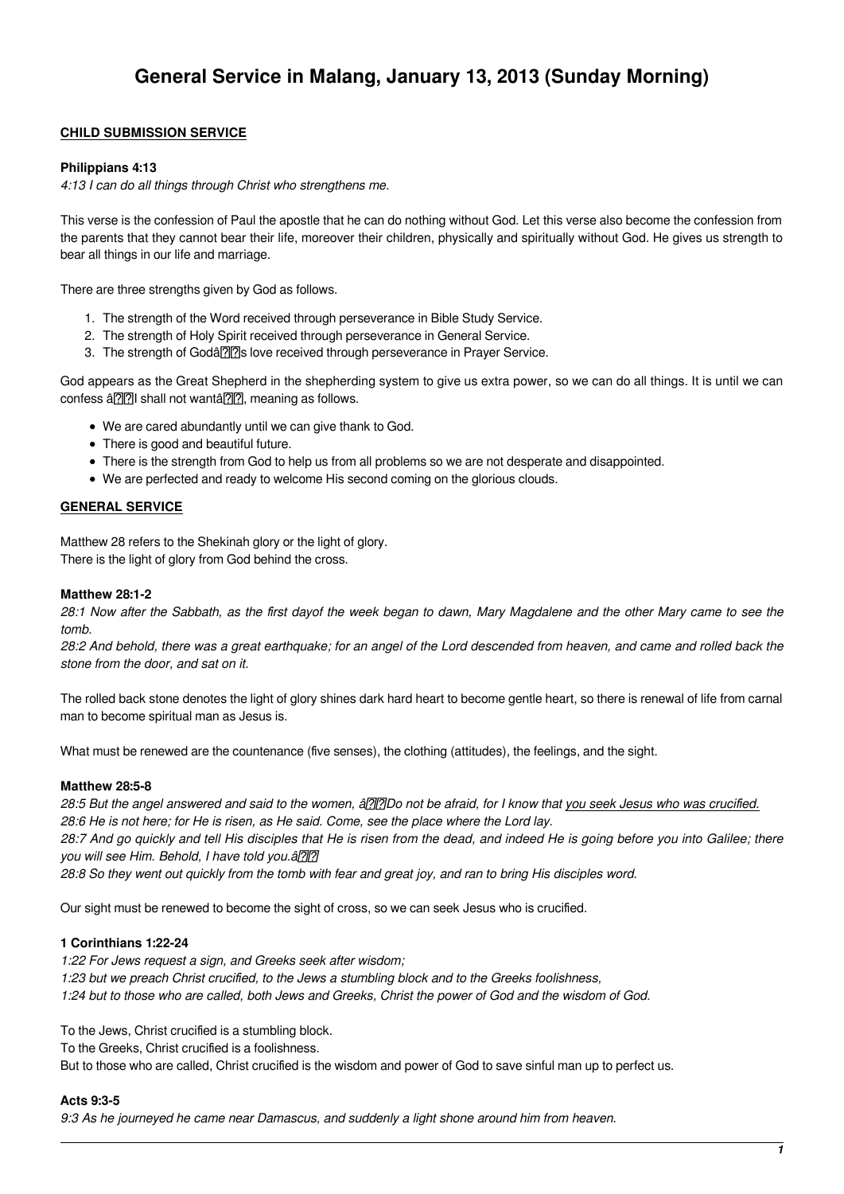# General Service in Malang, January 13, 2013 (Sunday Morning)

**CHILD SUBMISSION SERVICE**

**Philippians 4:13**

*4:13 I can do all things through Christ who strengthens me.*

This verse is the confession of Paul the apostle that he can do nothing without God. Let this verse also become the confession from the parents that they cannot bear their life, moreover their children, physically and spiritually without God. He gives us strength to bear all things in our life and marriage.

There are three strengths given by God as follows.

1. The strength of the Word received through perseverance in Bible Study Service.
2. The strength of Holy Spirit received through perseverance in General Service.
3. The strength of God's love received through perseverance in Prayer Service.

God appears as the Great Shepherd in the shepherding system to give us extra power, so we can do all things. It is until we can confess "I shall not want", meaning as follows.

- We are cared abundantly until we can give thank to God.
- There is good and beautiful future.
- There is the strength from God to help us from all problems so we are not desperate and disappointed.
- We are perfected and ready to welcome His second coming on the glorious clouds.

**GENERAL SERVICE**

Matthew 28 refers to the Shekinah glory or the light of glory.
There is the light of glory from God behind the cross.

**Matthew 28:1-2**

*28:1 Now after the Sabbath, as the first dayof the week began to dawn, Mary Magdalene and the other Mary came to see the tomb.*
*28:2 And behold, there was a great earthquake; for an angel of the Lord descended from heaven, and came and rolled back the stone from the door, and sat on it.*

The rolled back stone denotes the light of glory shines dark hard heart to become gentle heart, so there is renewal of life from carnal man to become spiritual man as Jesus is.

What must be renewed are the countenance (five senses), the clothing (attitudes), the feelings, and the sight.

**Matthew 28:5-8**

*28:5 But the angel answered and said to the women, "Do not be afraid, for I know that <u>you seek Jesus who was crucified.</u>*
*28:6 He is not here; for He is risen, as He said. Come, see the place where the Lord lay.*
*28:7 And go quickly and tell His disciples that He is risen from the dead, and indeed He is going before you into Galilee; there you will see Him. Behold, I have told you."*
*28:8 So they went out quickly from the tomb with fear and great joy, and ran to bring His disciples word.*

Our sight must be renewed to become the sight of cross, so we can seek Jesus who is crucified.

**1 Corinthians 1:22-24**

*1:22 For Jews request a sign, and Greeks seek after wisdom;*
*1:23 but we preach Christ crucified, to the Jews a stumbling block and to the Greeks foolishness,*
*1:24 but to those who are called, both Jews and Greeks, Christ the power of God and the wisdom of God.*

To the Jews, Christ crucified is a stumbling block.
To the Greeks, Christ crucified is a foolishness.
But to those who are called, Christ crucified is the wisdom and power of God to save sinful man up to perfect us.

**Acts 9:3-5**

*9:3 As he journeyed he came near Damascus, and suddenly a light shone around him from heaven.*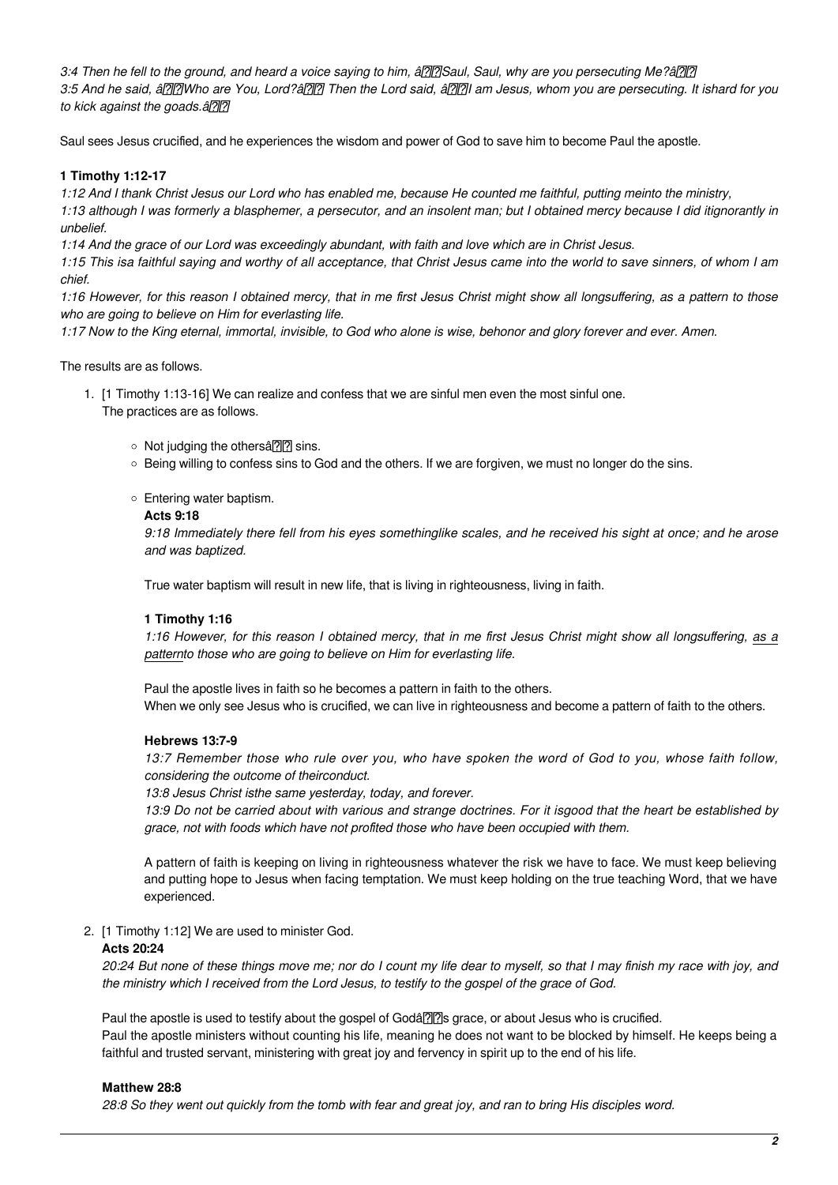*3:4 Then he fell to the ground, and heard a voice saying to him, â Saul, Saul, why are you persecuting Me?â*
*3:5 And he said, â Who are You, Lord?â Then the Lord said, â I am Jesus, whom you are persecuting. It ishard for you to kick against the goads.â*

Saul sees Jesus crucified, and he experiences the wisdom and power of God to save him to become Paul the apostle.

**1 Timothy 1:12-17**

*1:12 And I thank Christ Jesus our Lord who has enabled me, because He counted me faithful, putting meinto the ministry,*
*1:13 although I was formerly a blasphemer, a persecutor, and an insolent man; but I obtained mercy because I did itignorantly in unbelief.*
*1:14 And the grace of our Lord was exceedingly abundant, with faith and love which are in Christ Jesus.*
*1:15 This isa faithful saying and worthy of all acceptance, that Christ Jesus came into the world to save sinners, of whom I am chief.*
*1:16 However, for this reason I obtained mercy, that in me first Jesus Christ might show all longsuffering, as a pattern to those who are going to believe on Him for everlasting life.*
*1:17 Now to the King eternal, immortal, invisible, to God who alone is wise, behonor and glory forever and ever. Amen.*

The results are as follows.

1. [1 Timothy 1:13-16] We can realize and confess that we are sinful men even the most sinful one.
   The practices are as follows.

   - Not judging the othersâ sins.
   - Being willing to confess sins to God and the others. If we are forgiven, we must no longer do the sins.
   - Entering water baptism.

     **Acts 9:18**

     *9:18 Immediately there fell from his eyes somethinglike scales, and he received his sight at once; and he arose and was baptized.*

     True water baptism will result in new life, that is living in righteousness, living in faith.

     **1 Timothy 1:16**

     *1:16 However, for this reason I obtained mercy, that in me first Jesus Christ might show all longsuffering, as a patternto those who are going to believe on Him for everlasting life.*

     Paul the apostle lives in faith so he becomes a pattern in faith to the others.
     When we only see Jesus who is crucified, we can live in righteousness and become a pattern of faith to the others.

     **Hebrews 13:7-9**

     *13:7 Remember those who rule over you, who have spoken the word of God to you, whose faith follow, considering the outcome of theirconduct.*
     *13:8 Jesus Christ isthe same yesterday, today, and forever.*
     *13:9 Do not be carried about with various and strange doctrines. For it isgood that the heart be established by grace, not with foods which have not profited those who have been occupied with them.*

     A pattern of faith is keeping on living in righteousness whatever the risk we have to face. We must keep believing and putting hope to Jesus when facing temptation. We must keep holding on the true teaching Word, that we have experienced.

2. [1 Timothy 1:12] We are used to minister God.

   **Acts 20:24**

   *20:24 But none of these things move me; nor do I count my life dear to myself, so that I may finish my race with joy, and the ministry which I received from the Lord Jesus, to testify to the gospel of the grace of God.*

   Paul the apostle is used to testify about the gospel of Godâs grace, or about Jesus who is crucified.
   Paul the apostle ministers without counting his life, meaning he does not want to be blocked by himself. He keeps being a faithful and trusted servant, ministering with great joy and fervency in spirit up to the end of his life.

   **Matthew 28:8**

   *28:8 So they went out quickly from the tomb with fear and great joy, and ran to bring His disciples word.*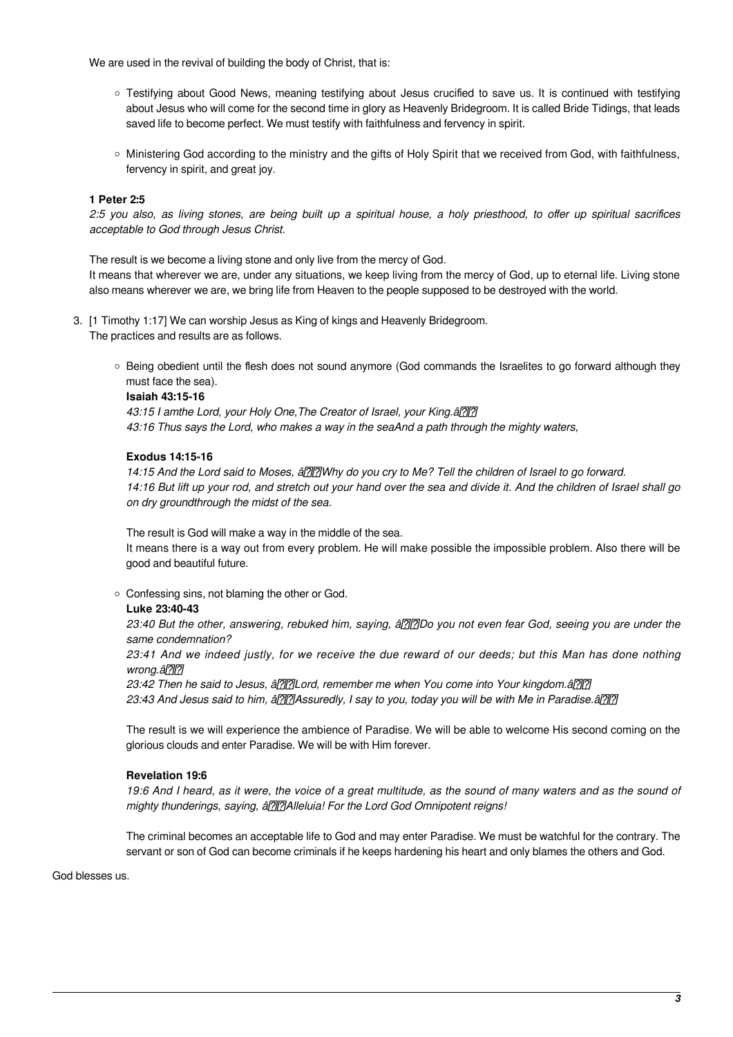We are used in the revival of building the body of Christ, that is:

- Testifying about Good News, meaning testifying about Jesus crucified to save us. It is continued with testifying about Jesus who will come for the second time in glory as Heavenly Bridegroom. It is called Bride Tidings, that leads saved life to become perfect. We must testify with faithfulness and fervency in spirit.
- Ministering God according to the ministry and the gifts of Holy Spirit that we received from God, with faithfulness, fervency in spirit, and great joy.

**1 Peter 2:5**
*2:5 you also, as living stones, are being built up a spiritual house, a holy priesthood, to offer up spiritual sacrifices acceptable to God through Jesus Christ.*

The result is we become a living stone and only live from the mercy of God.
It means that wherever we are, under any situations, we keep living from the mercy of God, up to eternal life. Living stone also means wherever we are, we bring life from Heaven to the people supposed to be destroyed with the world.

3. [1 Timothy 1:17] We can worship Jesus as King of kings and Heavenly Bridegroom.
   The practices and results are as follows.

   - Being obedient until the flesh does not sound anymore (God commands the Israelites to go forward although they must face the sea).

     **Isaiah 43:15-16**
     *43:15 I amthe Lord, your Holy One,The Creator of Israel, your King.â*
     *43:16 Thus says the Lord, who makes a way in the seaAnd a path through the mighty waters,*

     **Exodus 14:15-16**
     *14:15 And the Lord said to Moses, âWhy do you cry to Me? Tell the children of Israel to go forward.*
     *14:16 But lift up your rod, and stretch out your hand over the sea and divide it. And the children of Israel shall go on dry groundthrough the midst of the sea.*

     The result is God will make a way in the middle of the sea.
     It means there is a way out from every problem. He will make possible the impossible problem. Also there will be good and beautiful future.

   - Confessing sins, not blaming the other or God.

     **Luke 23:40-43**
     *23:40 But the other, answering, rebuked him, saying, âDo you not even fear God, seeing you are under the same condemnation?*
     *23:41 And we indeed justly, for we receive the due reward of our deeds; but this Man has done nothing wrong.â*
     *23:42 Then he said to Jesus, âLord, remember me when You come into Your kingdom.â*
     *23:43 And Jesus said to him, âAssuredly, I say to you, today you will be with Me in Paradise.â*

     The result is we will experience the ambience of Paradise. We will be able to welcome His second coming on the glorious clouds and enter Paradise. We will be with Him forever.

     **Revelation 19:6**
     *19:6 And I heard, as it were, the voice of a great multitude, as the sound of many waters and as the sound of mighty thunderings, saying, âAlleluia! For the Lord God Omnipotent reigns!*

     The criminal becomes an acceptable life to God and may enter Paradise. We must be watchful for the contrary. The servant or son of God can become criminals if he keeps hardening his heart and only blames the others and God.

God blesses us.